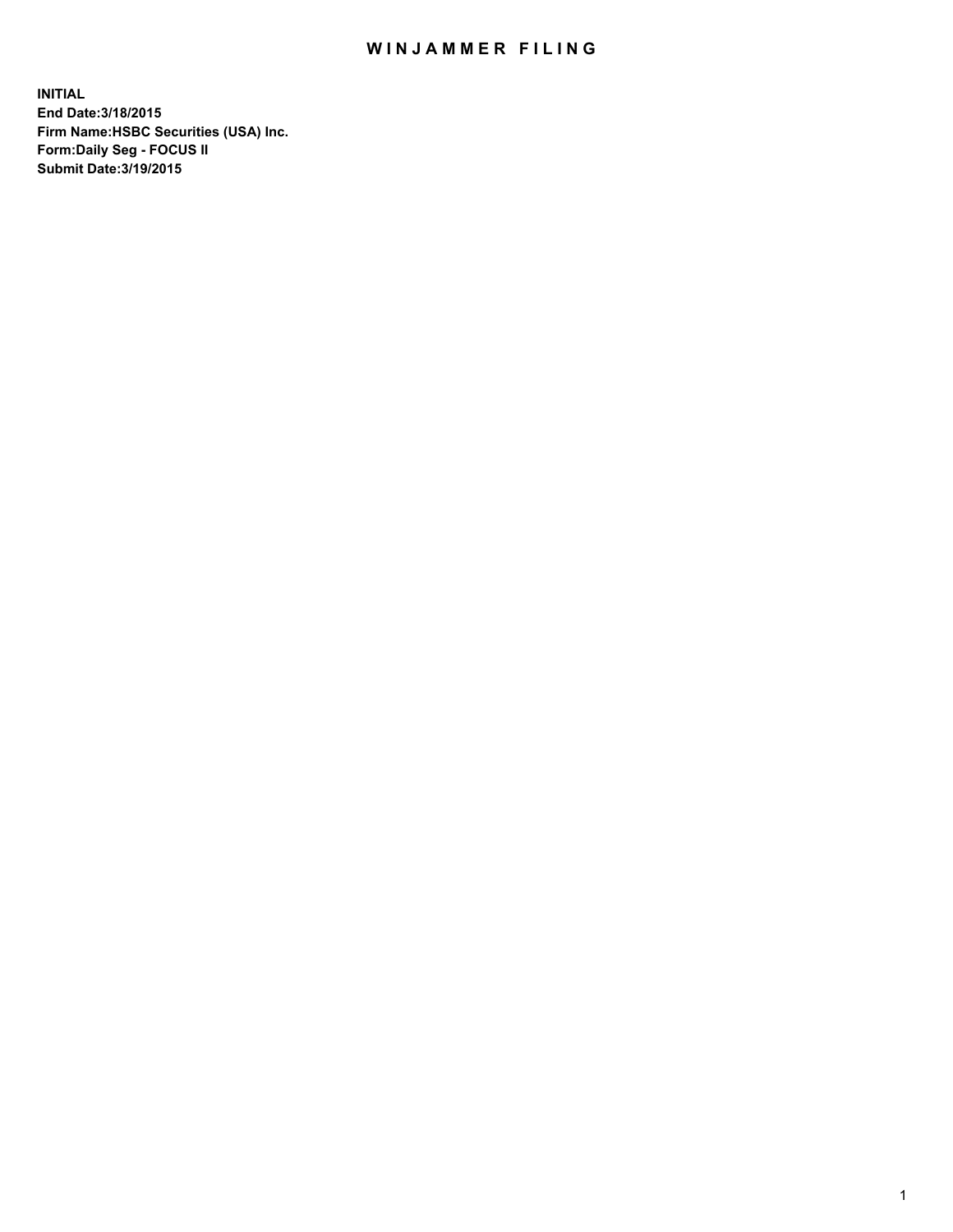# WINJAMMER FILING

**INITIAL**
**End Date:3/18/2015**
**Firm Name:HSBC Securities (USA) Inc.**
**Form:Daily Seg - FOCUS II**
**Submit Date:3/19/2015**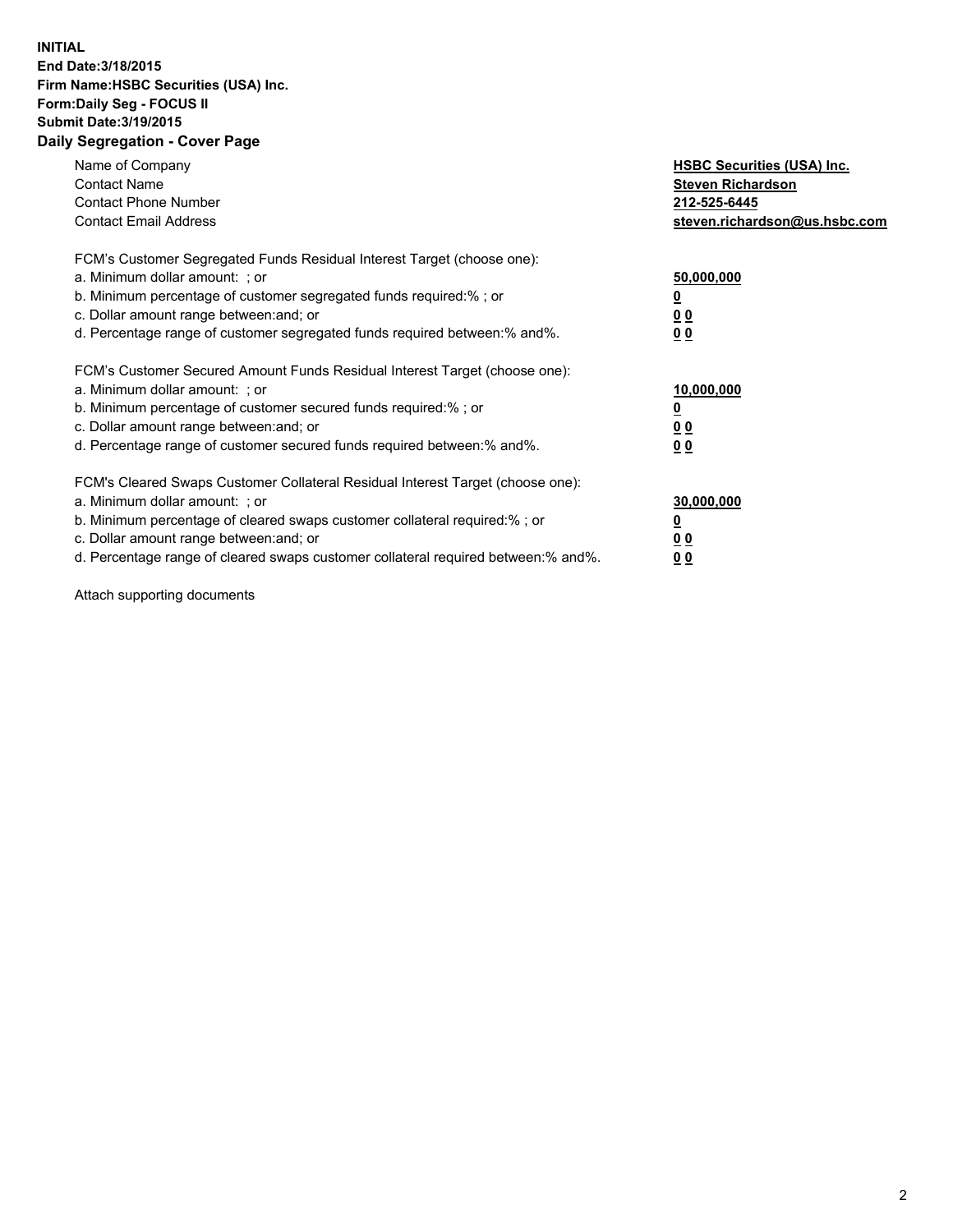**INITIAL**
**End Date:3/18/2015**
**Firm Name:HSBC Securities (USA) Inc.**
**Form:Daily Seg - FOCUS II**
**Submit Date:3/19/2015**

## Daily Segregation - Cover Page

| | |
|---|---|
| Name of Company | **HSBC Securities (USA) Inc.** |
| Contact Name | **Steven Richardson** |
| Contact Phone Number | **212-525-6445** |
| Contact Email Address | **steven.richardson@us.hsbc.com** |

| | |
|---|---|
| FCM's Customer Segregated Funds Residual Interest Target (choose one): | |
| a. Minimum dollar amount: ; or | **50,000,000** |
| b. Minimum percentage of customer segregated funds required:% ; or | **0** |
| c. Dollar amount range between:and; or | **0 0** |
| d. Percentage range of customer segregated funds required between:% and%. | **0 0** |

| | |
|---|---|
| FCM's Customer Secured Amount Funds Residual Interest Target (choose one): | |
| a. Minimum dollar amount: ; or | **10,000,000** |
| b. Minimum percentage of customer secured funds required:% ; or | **0** |
| c. Dollar amount range between:and; or | **0 0** |
| d. Percentage range of customer secured funds required between:% and%. | **0 0** |

| | |
|---|---|
| FCM's Cleared Swaps Customer Collateral Residual Interest Target (choose one): | |
| a. Minimum dollar amount: ; or | **30,000,000** |
| b. Minimum percentage of cleared swaps customer collateral required:% ; or | **0** |
| c. Dollar amount range between:and; or | **0 0** |
| d. Percentage range of cleared swaps customer collateral required between:% and%. | **0 0** |

Attach supporting documents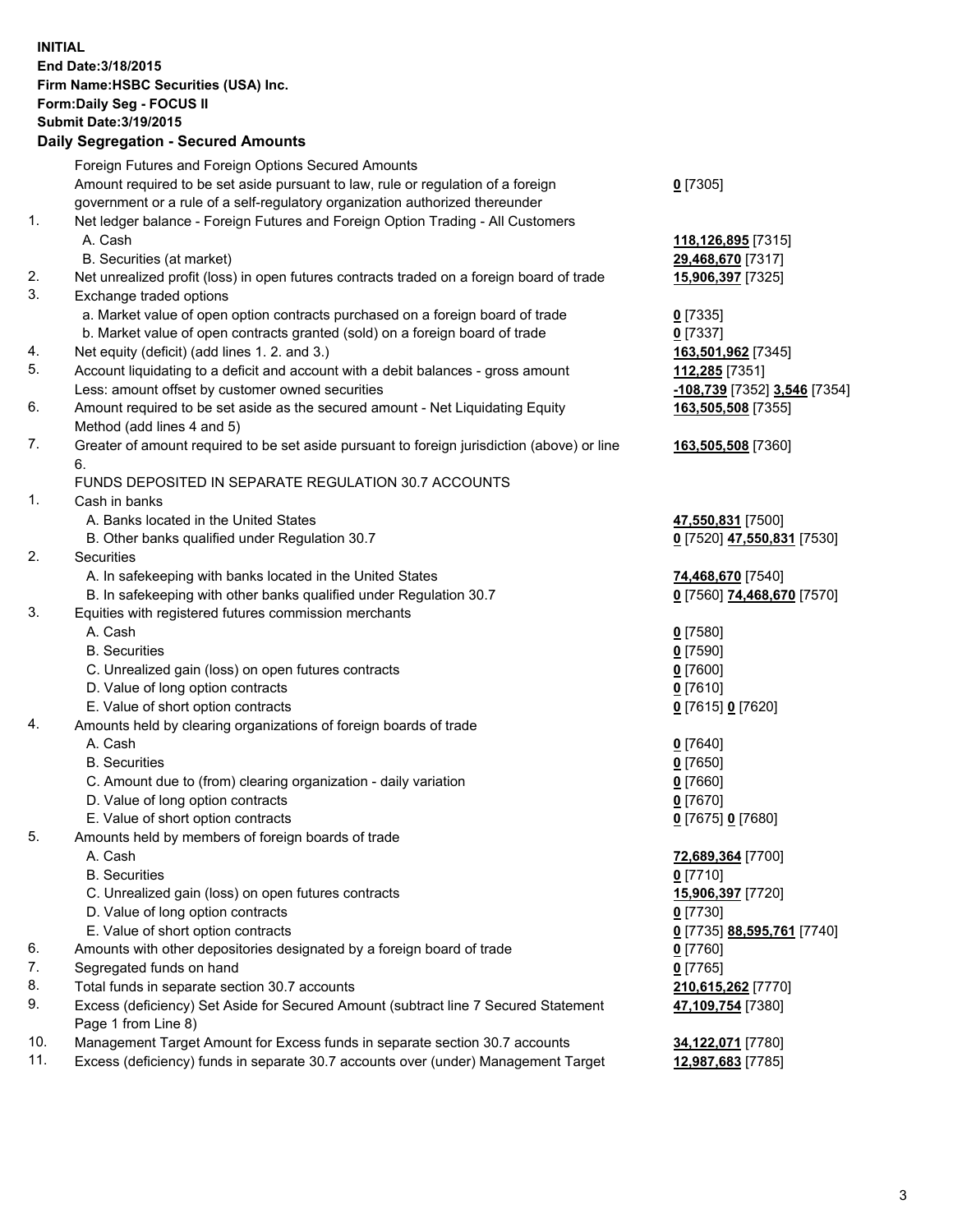**INITIAL**
**End Date:3/18/2015**
**Firm Name:HSBC Securities (USA) Inc.**
**Form:Daily Seg - FOCUS II**
**Submit Date:3/19/2015**

## Daily Segregation - Secured Amounts

| | | |
|---|---|---|
| | Foreign Futures and Foreign Options Secured Amounts | |
| | Amount required to be set aside pursuant to law, rule or regulation of a foreign government or a rule of a self-regulatory organization authorized thereunder | **0** [7305] |
| 1. | Net ledger balance - Foreign Futures and Foreign Option Trading - All Customers | |
| | A. Cash | **118,126,895** [7315] |
| | B. Securities (at market) | **29,468,670** [7317] |
| 2. | Net unrealized profit (loss) in open futures contracts traded on a foreign board of trade | **15,906,397** [7325] |
| 3. | Exchange traded options | |
| | a. Market value of open option contracts purchased on a foreign board of trade | **0** [7335] |
| | b. Market value of open contracts granted (sold) on a foreign board of trade | **0** [7337] |
| 4. | Net equity (deficit) (add lines 1. 2. and 3.) | **163,501,962** [7345] |
| 5. | Account liquidating to a deficit and account with a debit balances - gross amount | **112,285** [7351] |
| | Less: amount offset by customer owned securities | **-108,739** [7352] **3,546** [7354] |
| 6. | Amount required to be set aside as the secured amount - Net Liquidating Equity Method (add lines 4 and 5) | **163,505,508** [7355] |
| 7. | Greater of amount required to be set aside pursuant to foreign jurisdiction (above) or line 6. | **163,505,508** [7360] |
| | FUNDS DEPOSITED IN SEPARATE REGULATION 30.7 ACCOUNTS | |
| 1. | Cash in banks | |
| | A. Banks located in the United States | **47,550,831** [7500] |
| | B. Other banks qualified under Regulation 30.7 | **0** [7520] **47,550,831** [7530] |
| 2. | Securities | |
| | A. In safekeeping with banks located in the United States | **74,468,670** [7540] |
| | B. In safekeeping with other banks qualified under Regulation 30.7 | **0** [7560] **74,468,670** [7570] |
| 3. | Equities with registered futures commission merchants | |
| | A. Cash | **0** [7580] |
| | B. Securities | **0** [7590] |
| | C. Unrealized gain (loss) on open futures contracts | **0** [7600] |
| | D. Value of long option contracts | **0** [7610] |
| | E. Value of short option contracts | **0** [7615] **0** [7620] |
| 4. | Amounts held by clearing organizations of foreign boards of trade | |
| | A. Cash | **0** [7640] |
| | B. Securities | **0** [7650] |
| | C. Amount due to (from) clearing organization - daily variation | **0** [7660] |
| | D. Value of long option contracts | **0** [7670] |
| | E. Value of short option contracts | **0** [7675] **0** [7680] |
| 5. | Amounts held by members of foreign boards of trade | |
| | A. Cash | **72,689,364** [7700] |
| | B. Securities | **0** [7710] |
| | C. Unrealized gain (loss) on open futures contracts | **15,906,397** [7720] |
| | D. Value of long option contracts | **0** [7730] |
| | E. Value of short option contracts | **0** [7735] **88,595,761** [7740] |
| 6. | Amounts with other depositories designated by a foreign board of trade | **0** [7760] |
| 7. | Segregated funds on hand | **0** [7765] |
| 8. | Total funds in separate section 30.7 accounts | **210,615,262** [7770] |
| 9. | Excess (deficiency) Set Aside for Secured Amount (subtract line 7 Secured Statement Page 1 from Line 8) | **47,109,754** [7380] |
| 10. | Management Target Amount for Excess funds in separate section 30.7 accounts | **34,122,071** [7780] |
| 11. | Excess (deficiency) funds in separate 30.7 accounts over (under) Management Target | **12,987,683** [7785] |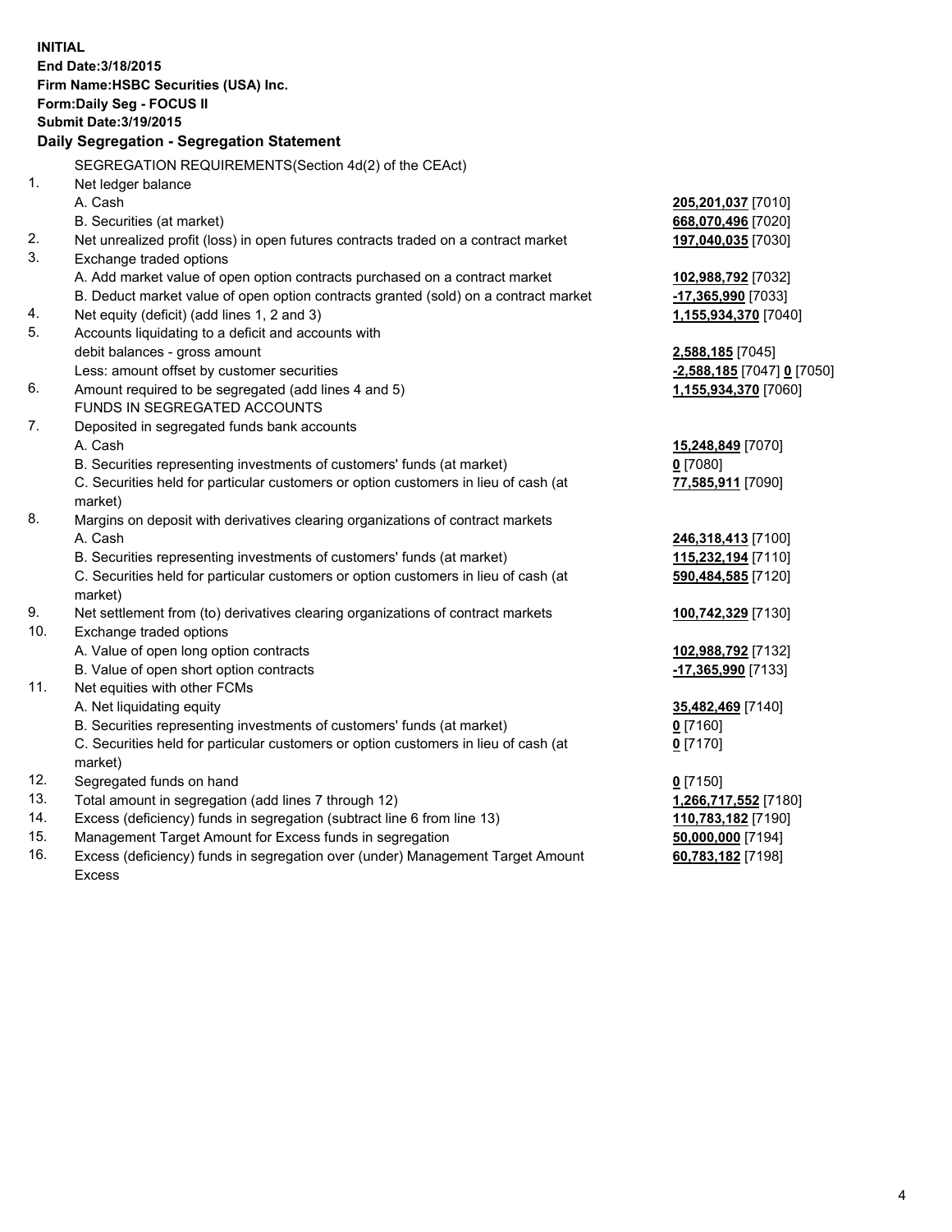**INITIAL**
**End Date:3/18/2015**
**Firm Name:HSBC Securities (USA) Inc.**
**Form:Daily Seg - FOCUS II**
**Submit Date:3/19/2015**

## Daily Segregation - Segregation Statement

SEGREGATION REQUIREMENTS(Section 4d(2) of the CEAct)

| | | |
|---|---|---|
| 1. | Net ledger balance | |
| | A. Cash | **205,201,037** [7010] |
| | B. Securities (at market) | **668,070,496** [7020] |
| 2. | Net unrealized profit (loss) in open futures contracts traded on a contract market | **197,040,035** [7030] |
| 3. | Exchange traded options | |
| | A. Add market value of open option contracts purchased on a contract market | **102,988,792** [7032] |
| | B. Deduct market value of open option contracts granted (sold) on a contract market | **-17,365,990** [7033] |
| 4. | Net equity (deficit) (add lines 1, 2 and 3) | **1,155,934,370** [7040] |
| 5. | Accounts liquidating to a deficit and accounts with debit balances - gross amount | **2,588,185** [7045] |
| | Less: amount offset by customer securities | **-2,588,185** [7047] **0** [7050] |
| 6. | Amount required to be segregated (add lines 4 and 5) | **1,155,934,370** [7060] |
| | FUNDS IN SEGREGATED ACCOUNTS | |
| 7. | Deposited in segregated funds bank accounts | |
| | A. Cash | **15,248,849** [7070] |
| | B. Securities representing investments of customers' funds (at market) | **0** [7080] |
| | C. Securities held for particular customers or option customers in lieu of cash (at market) | **77,585,911** [7090] |
| 8. | Margins on deposit with derivatives clearing organizations of contract markets | |
| | A. Cash | **246,318,413** [7100] |
| | B. Securities representing investments of customers' funds (at market) | **115,232,194** [7110] |
| | C. Securities held for particular customers or option customers in lieu of cash (at market) | **590,484,585** [7120] |
| 9. | Net settlement from (to) derivatives clearing organizations of contract markets | **100,742,329** [7130] |
| 10. | Exchange traded options | |
| | A. Value of open long option contracts | **102,988,792** [7132] |
| | B. Value of open short option contracts | **-17,365,990** [7133] |
| 11. | Net equities with other FCMs | |
| | A. Net liquidating equity | **35,482,469** [7140] |
| | B. Securities representing investments of customers' funds (at market) | **0** [7160] |
| | C. Securities held for particular customers or option customers in lieu of cash (at market) | **0** [7170] |
| 12. | Segregated funds on hand | **0** [7150] |
| 13. | Total amount in segregation (add lines 7 through 12) | **1,266,717,552** [7180] |
| 14. | Excess (deficiency) funds in segregation (subtract line 6 from line 13) | **110,783,182** [7190] |
| 15. | Management Target Amount for Excess funds in segregation | **50,000,000** [7194] |
| 16. | Excess (deficiency) funds in segregation over (under) Management Target Amount Excess | **60,783,182** [7198] |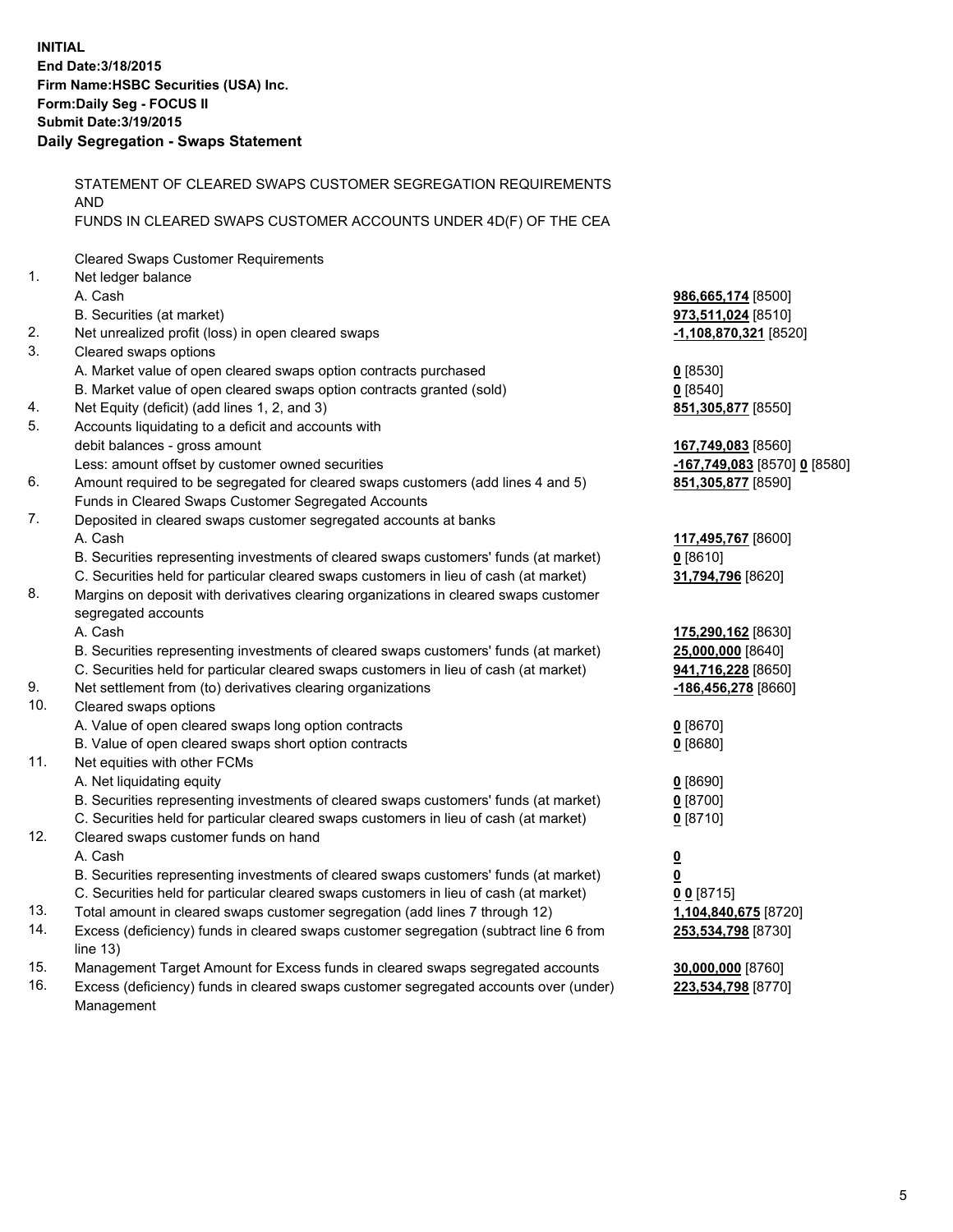**INITIAL**
**End Date:3/18/2015**
**Firm Name:HSBC Securities (USA) Inc.**
**Form:Daily Seg - FOCUS II**
**Submit Date:3/19/2015**
**Daily Segregation - Swaps Statement**

STATEMENT OF CLEARED SWAPS CUSTOMER SEGREGATION REQUIREMENTS AND FUNDS IN CLEARED SWAPS CUSTOMER ACCOUNTS UNDER 4D(F) OF THE CEA

| | | |
|---|---|---|
| | Cleared Swaps Customer Requirements | |
| 1. | Net ledger balance | |
| | A. Cash | **986,665,174** [8500] |
| | B. Securities (at market) | **973,511,024** [8510] |
| 2. | Net unrealized profit (loss) in open cleared swaps | **-1,108,870,321** [8520] |
| 3. | Cleared swaps options | |
| | A. Market value of open cleared swaps option contracts purchased | **0** [8530] |
| | B. Market value of open cleared swaps option contracts granted (sold) | **0** [8540] |
| 4. | Net Equity (deficit) (add lines 1, 2, and 3) | **851,305,877** [8550] |
| 5. | Accounts liquidating to a deficit and accounts with debit balances - gross amount | **167,749,083** [8560] |
| | Less: amount offset by customer owned securities | **-167,749,083** [8570] **0** [8580] |
| 6. | Amount required to be segregated for cleared swaps customers (add lines 4 and 5) | **851,305,877** [8590] |
| | Funds in Cleared Swaps Customer Segregated Accounts | |
| 7. | Deposited in cleared swaps customer segregated accounts at banks | |
| | A. Cash | **117,495,767** [8600] |
| | B. Securities representing investments of cleared swaps customers' funds (at market) | **0** [8610] |
| | C. Securities held for particular cleared swaps customers in lieu of cash (at market) | **31,794,796** [8620] |
| 8. | Margins on deposit with derivatives clearing organizations in cleared swaps customer segregated accounts | |
| | A. Cash | **175,290,162** [8630] |
| | B. Securities representing investments of cleared swaps customers' funds (at market) | **25,000,000** [8640] |
| | C. Securities held for particular cleared swaps customers in lieu of cash (at market) | **941,716,228** [8650] |
| 9. | Net settlement from (to) derivatives clearing organizations | **-186,456,278** [8660] |
| 10. | Cleared swaps options | |
| | A. Value of open cleared swaps long option contracts | **0** [8670] |
| | B. Value of open cleared swaps short option contracts | **0** [8680] |
| 11. | Net equities with other FCMs | |
| | A. Net liquidating equity | **0** [8690] |
| | B. Securities representing investments of cleared swaps customers' funds (at market) | **0** [8700] |
| | C. Securities held for particular cleared swaps customers in lieu of cash (at market) | **0** [8710] |
| 12. | Cleared swaps customer funds on hand | |
| | A. Cash | **0** |
| | B. Securities representing investments of cleared swaps customers' funds (at market) | **0** |
| | C. Securities held for particular cleared swaps customers in lieu of cash (at market) | **0** **0** [8715] |
| 13. | Total amount in cleared swaps customer segregation (add lines 7 through 12) | **1,104,840,675** [8720] |
| 14. | Excess (deficiency) funds in cleared swaps customer segregation (subtract line 6 from line 13) | **253,534,798** [8730] |
| 15. | Management Target Amount for Excess funds in cleared swaps segregated accounts | **30,000,000** [8760] |
| 16. | Excess (deficiency) funds in cleared swaps customer segregated accounts over (under) Management | **223,534,798** [8770] |